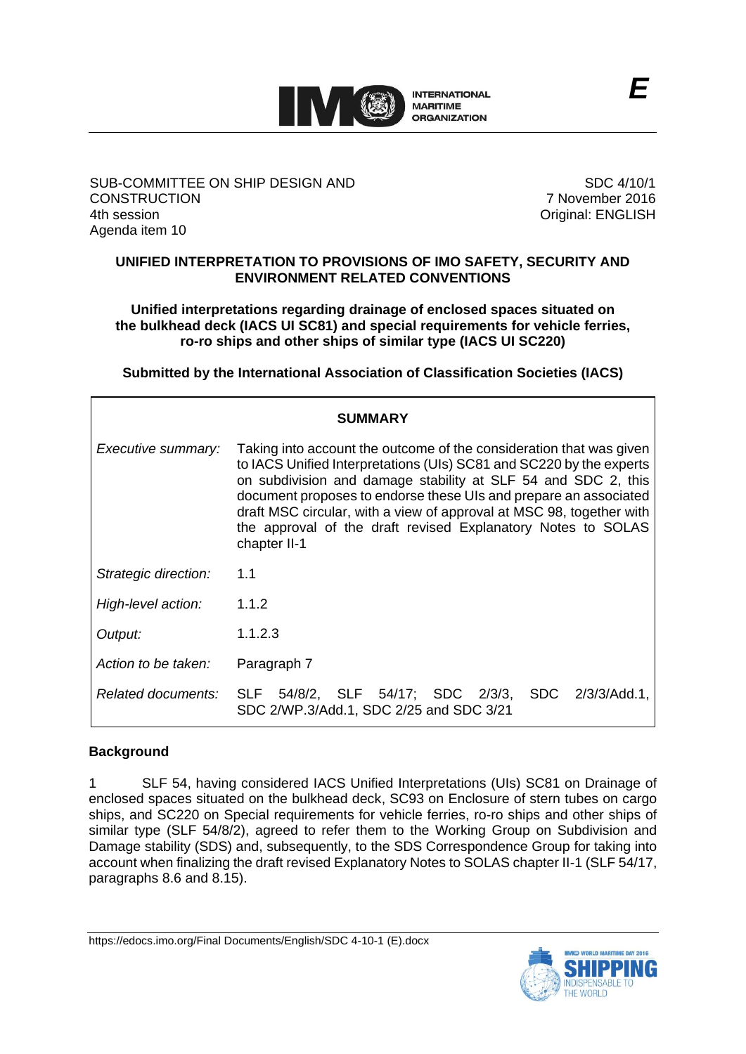E

SUB-COMMITTEE ON SHIP DESIGN AND CONSTRUCTION
4th session
Agenda item 10

SDC 4/10/1
7 November 2016
Original: ENGLISH

## UNIFIED INTERPRETATION TO PROVISIONS OF IMO SAFETY, SECURITY AND ENVIRONMENT RELATED CONVENTIONS

### Unified interpretations regarding drainage of enclosed spaces situated on the bulkhead deck (IACS UI SC81) and special requirements for vehicle ferries, ro-ro ships and other ships of similar type (IACS UI SC220)

**Submitted by the International Association of Classification Societies (IACS)**

| SUMMARY | |
|---|---|
| *Executive summary:* | Taking into account the outcome of the consideration that was given to IACS Unified Interpretations (UIs) SC81 and SC220 by the experts on subdivision and damage stability at SLF 54 and SDC 2, this document proposes to endorse these UIs and prepare an associated draft MSC circular, with a view of approval at MSC 98, together with the approval of the draft revised Explanatory Notes to SOLAS chapter II-1 |
| *Strategic direction:* | 1.1 |
| *High-level action:* | 1.1.2 |
| *Output:* | 1.1.2.3 |
| *Action to be taken:* | Paragraph 7 |
| *Related documents:* | SLF 54/8/2, SLF 54/17; SDC 2/3/3, SDC 2/3/3/Add.1, SDC 2/WP.3/Add.1, SDC 2/25 and SDC 3/21 |

## Background

1 SLF 54, having considered IACS Unified Interpretations (UIs) SC81 on Drainage of enclosed spaces situated on the bulkhead deck, SC93 on Enclosure of stern tubes on cargo ships, and SC220 on Special requirements for vehicle ferries, ro-ro ships and other ships of similar type (SLF 54/8/2), agreed to refer them to the Working Group on Subdivision and Damage stability (SDS) and, subsequently, to the SDS Correspondence Group for taking into account when finalizing the draft revised Explanatory Notes to SOLAS chapter II-1 (SLF 54/17, paragraphs 8.6 and 8.15).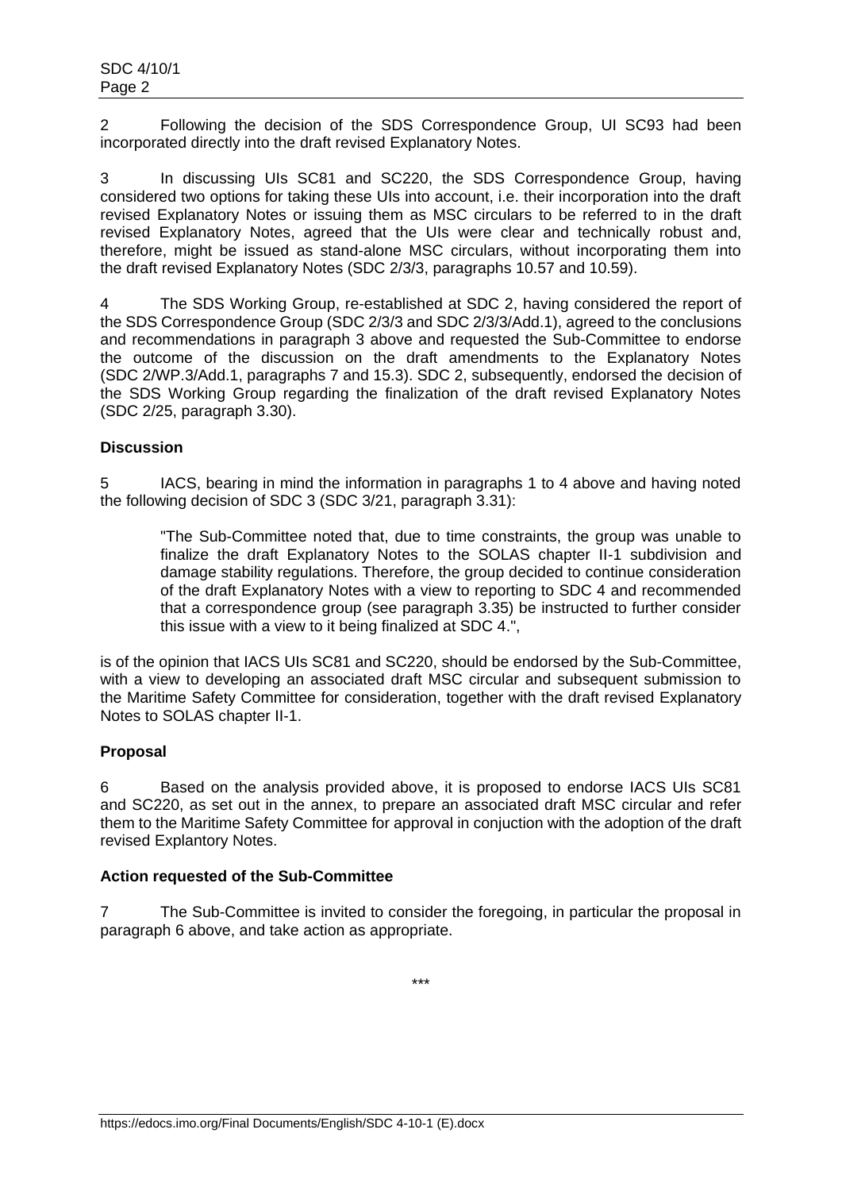2 Following the decision of the SDS Correspondence Group, UI SC93 had been incorporated directly into the draft revised Explanatory Notes.

3 In discussing UIs SC81 and SC220, the SDS Correspondence Group, having considered two options for taking these UIs into account, i.e. their incorporation into the draft revised Explanatory Notes or issuing them as MSC circulars to be referred to in the draft revised Explanatory Notes, agreed that the UIs were clear and technically robust and, therefore, might be issued as stand-alone MSC circulars, without incorporating them into the draft revised Explanatory Notes (SDC 2/3/3, paragraphs 10.57 and 10.59).

4 The SDS Working Group, re-established at SDC 2, having considered the report of the SDS Correspondence Group (SDC 2/3/3 and SDC 2/3/3/Add.1), agreed to the conclusions and recommendations in paragraph 3 above and requested the Sub-Committee to endorse the outcome of the discussion on the draft amendments to the Explanatory Notes (SDC 2/WP.3/Add.1, paragraphs 7 and 15.3). SDC 2, subsequently, endorsed the decision of the SDS Working Group regarding the finalization of the draft revised Explanatory Notes (SDC 2/25, paragraph 3.30).

**Discussion**

5 IACS, bearing in mind the information in paragraphs 1 to 4 above and having noted the following decision of SDC 3 (SDC 3/21, paragraph 3.31):

> "The Sub-Committee noted that, due to time constraints, the group was unable to finalize the draft Explanatory Notes to the SOLAS chapter II-1 subdivision and damage stability regulations. Therefore, the group decided to continue consideration of the draft Explanatory Notes with a view to reporting to SDC 4 and recommended that a correspondence group (see paragraph 3.35) be instructed to further consider this issue with a view to it being finalized at SDC 4.",

is of the opinion that IACS UIs SC81 and SC220, should be endorsed by the Sub-Committee, with a view to developing an associated draft MSC circular and subsequent submission to the Maritime Safety Committee for consideration, together with the draft revised Explanatory Notes to SOLAS chapter II-1.

**Proposal**

6 Based on the analysis provided above, it is proposed to endorse IACS UIs SC81 and SC220, as set out in the annex, to prepare an associated draft MSC circular and refer them to the Maritime Safety Committee for approval in conjuction with the adoption of the draft revised Explantory Notes.

**Action requested of the Sub-Committee**

7 The Sub-Committee is invited to consider the foregoing, in particular the proposal in paragraph 6 above, and take action as appropriate.

\*\*\*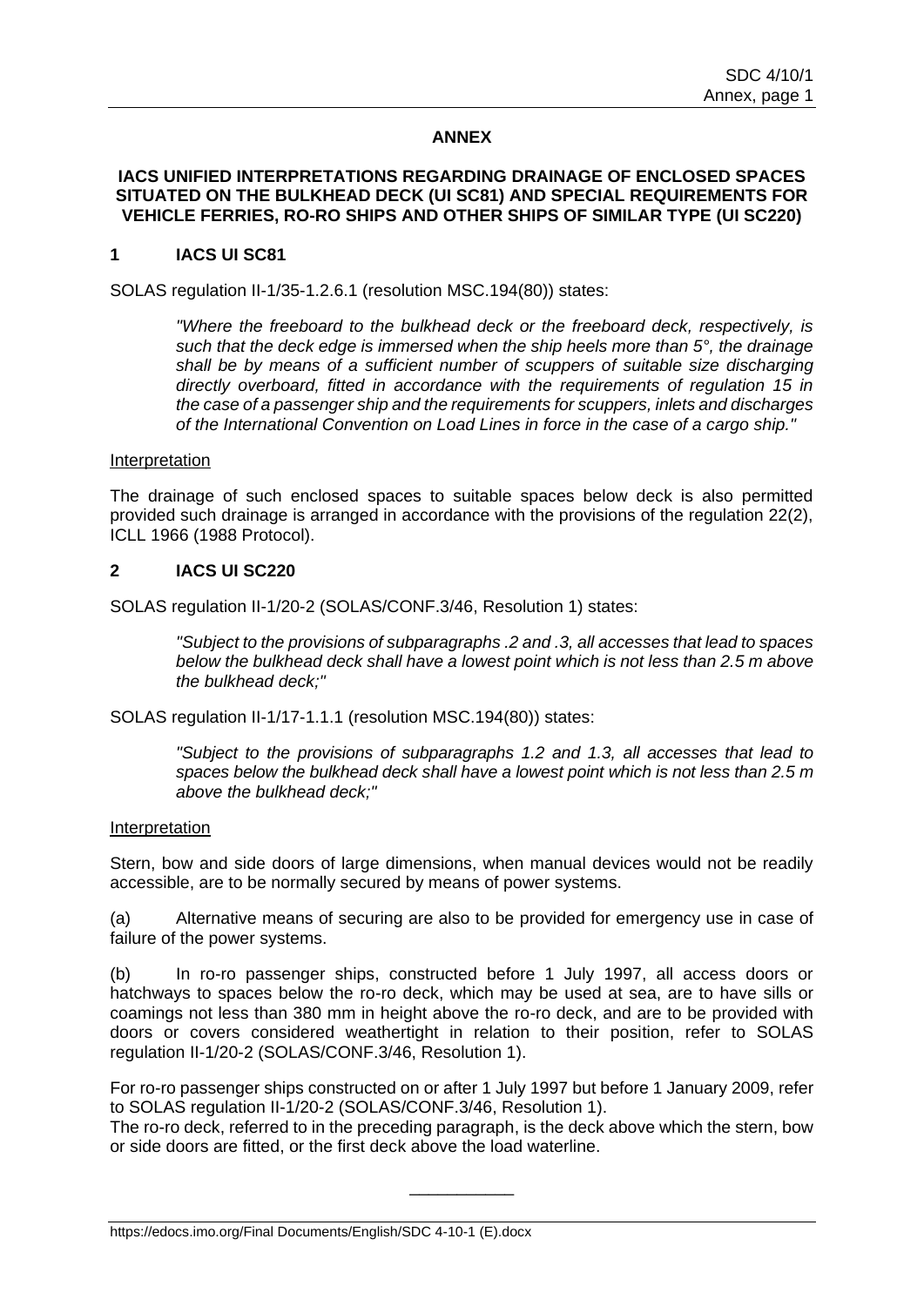# ANNEX

## IACS UNIFIED INTERPRETATIONS REGARDING DRAINAGE OF ENCLOSED SPACES SITUATED ON THE BULKHEAD DECK (UI SC81) AND SPECIAL REQUIREMENTS FOR VEHICLE FERRIES, RO-RO SHIPS AND OTHER SHIPS OF SIMILAR TYPE (UI SC220)

### 1 IACS UI SC81

SOLAS regulation II-1/35-1.2.6.1 (resolution MSC.194(80)) states:

> *"Where the freeboard to the bulkhead deck or the freeboard deck, respectively, is such that the deck edge is immersed when the ship heels more than 5°, the drainage shall be by means of a sufficient number of scuppers of suitable size discharging directly overboard, fitted in accordance with the requirements of regulation 15 in the case of a passenger ship and the requirements for scuppers, inlets and discharges of the International Convention on Load Lines in force in the case of a cargo ship."*

Interpretation

The drainage of such enclosed spaces to suitable spaces below deck is also permitted provided such drainage is arranged in accordance with the provisions of the regulation 22(2), ICLL 1966 (1988 Protocol).

### 2 IACS UI SC220

SOLAS regulation II-1/20-2 (SOLAS/CONF.3/46, Resolution 1) states:

> *"Subject to the provisions of subparagraphs .2 and .3, all accesses that lead to spaces below the bulkhead deck shall have a lowest point which is not less than 2.5 m above the bulkhead deck;"*

SOLAS regulation II-1/17-1.1.1 (resolution MSC.194(80)) states:

> *"Subject to the provisions of subparagraphs 1.2 and 1.3, all accesses that lead to spaces below the bulkhead deck shall have a lowest point which is not less than 2.5 m above the bulkhead deck;"*

Interpretation

Stern, bow and side doors of large dimensions, when manual devices would not be readily accessible, are to be normally secured by means of power systems.

(a) Alternative means of securing are also to be provided for emergency use in case of failure of the power systems.

(b) In ro-ro passenger ships, constructed before 1 July 1997, all access doors or hatchways to spaces below the ro-ro deck, which may be used at sea, are to have sills or coamings not less than 380 mm in height above the ro-ro deck, and are to be provided with doors or covers considered weathertight in relation to their position, refer to SOLAS regulation II-1/20-2 (SOLAS/CONF.3/46, Resolution 1).

For ro-ro passenger ships constructed on or after 1 July 1997 but before 1 January 2009, refer to SOLAS regulation II-1/20-2 (SOLAS/CONF.3/46, Resolution 1).
The ro-ro deck, referred to in the preceding paragraph, is the deck above which the stern, bow or side doors are fitted, or the first deck above the load waterline.

___________